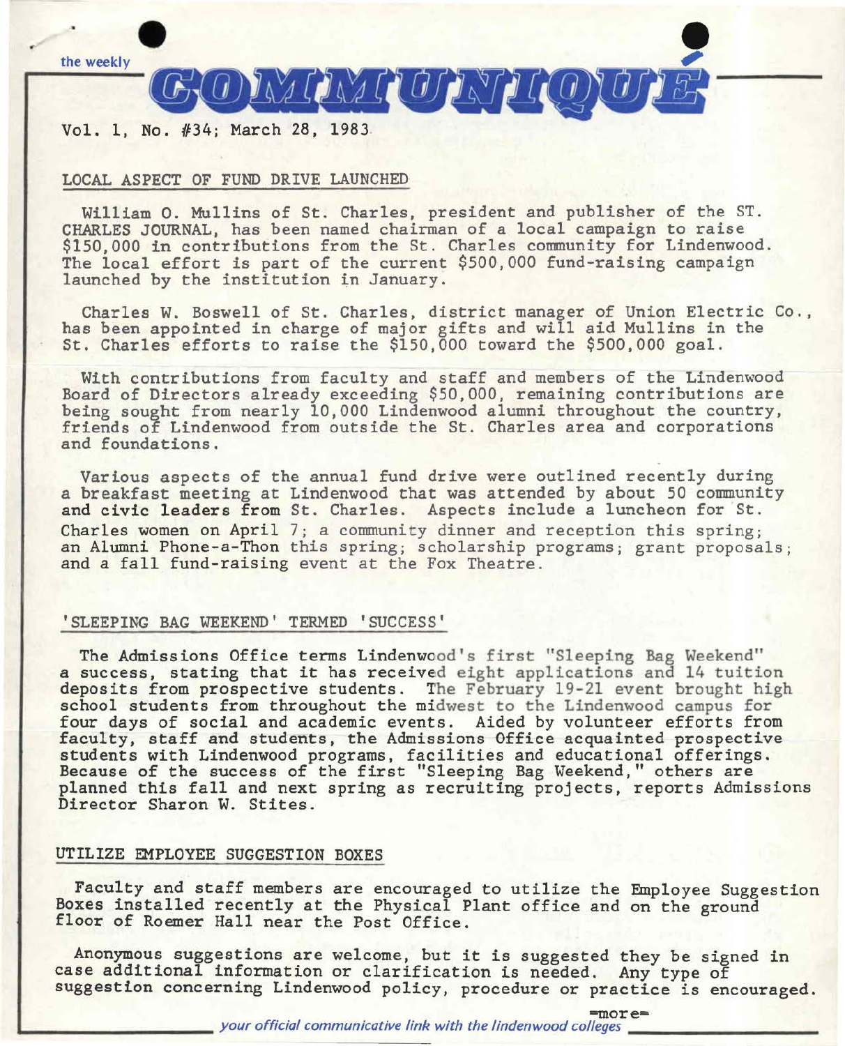the weekly

# COMMUNIQUE

Vol. 1, No. #34; March 28, 1983

## LOCAL ASPECT OF FUND DRIVE LAUNCHED

William O. Mullins of St. Charles, president and publisher of the ST. CHARLES JOURNAL, has been named chairman of a local campaign to raise $150,000 in contributions from the St. Charles community for Lindenwood. The local effort is part of the current $500,000 fund-raising campaign launched by the institution in January.

Charles W. Boswell of St. Charles, district manager of Union Electric Co., has been appointed in charge of major gifts and will aid Mullins in the St. Charles efforts to raise the $150,000 toward the $500,000 goal.

With contributions from faculty and staff and members of the Lindenwood Board of Directors already exceeding $50,000, remaining contributions are being sought from nearly 10,000 Lindenwood alumni throughout the country, friends of Lindenwood from outside the St. Charles area and corporations and foundations.

Various aspects of the annual fund drive were outlined recently during a breakfast meeting at Lindenwood that was attended by about 50 community and civic leaders from St. Charles. Aspects include a luncheon for St. Charles women on April 7; a community dinner and reception this spring; an Alumni Phone-a-Thon this spring; scholarship programs; grant proposals; and a fall fund-raising event at the Fox Theatre.

## 'SLEEPING BAG WEEKEND' TERMED 'SUCCESS'

The Admissions Office terms Lindenwood's first "Sleeping Bag Weekend" a success, stating that it has received eight applications and 14 tuition deposits from prospective students. The February 19-21 event brought high school students from throughout the midwest to the Lindenwood campus for four days of social and academic events. Aided by volunteer efforts from faculty, staff and students, the Admissions Office acquainted prospective students with Lindenwood programs, facilities and educational offerings. Because of the success of the first "Sleeping Bag Weekend," others are planned this fall and next spring as recruiting projects, reports Admissions Director Sharon W. Stites.

## UTILIZE EMPLOYEE SUGGESTION BOXES

Faculty and staff members are encouraged to utilize the Employee Suggestion Boxes installed recently at the Physical Plant office and on the ground floor of Roemer Hall near the Post Office.

Anonymous suggestions are welcome, but it is suggested they be signed in case additional information or clarification is needed. Any type of suggestion concerning Lindenwood policy, procedure or practice is encouraged.

=more=

*your official communicative link with the lindenwood colleges*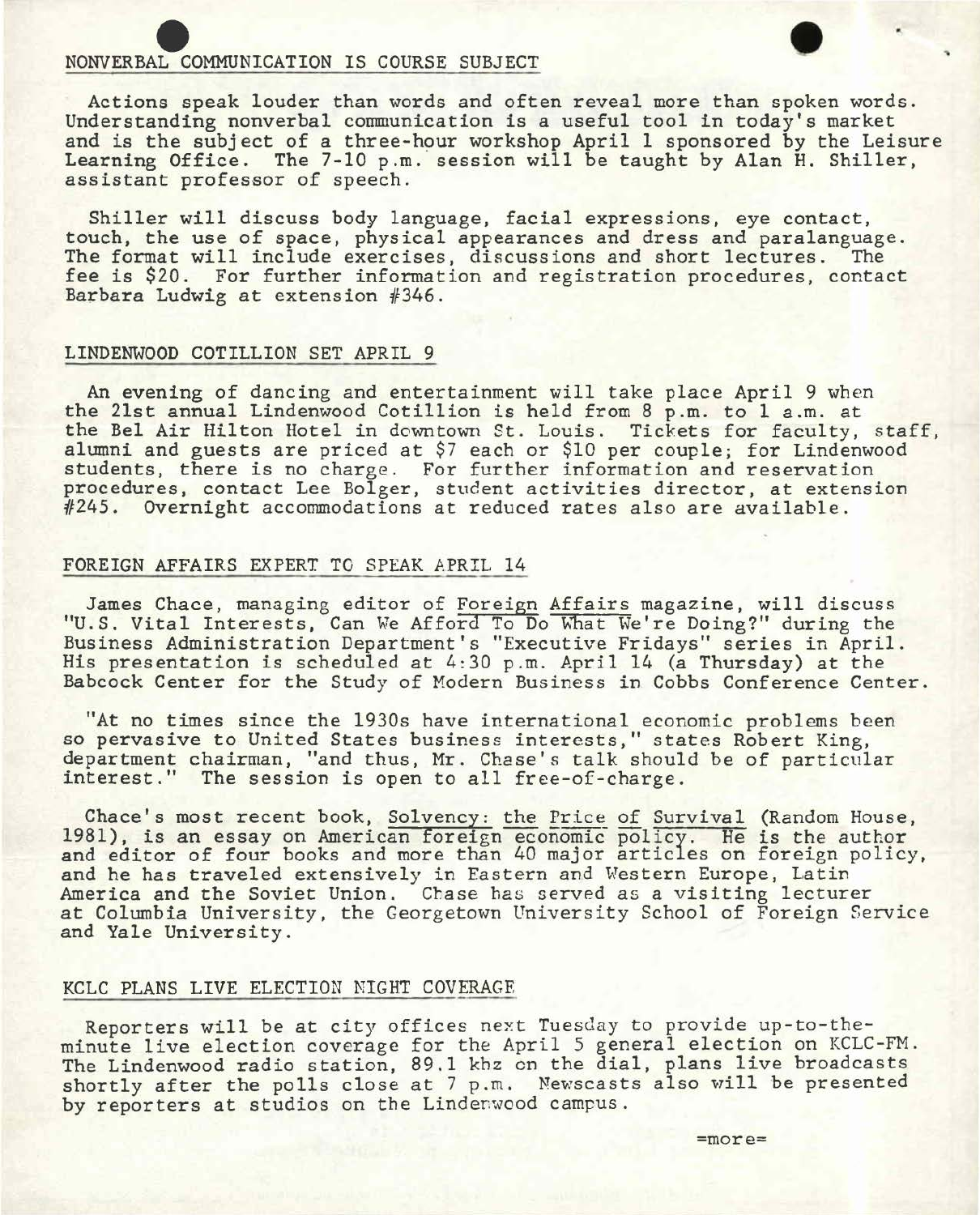## NONVERBAL COMMUNICATION IS COURSE SUBJECT

Actions speak louder than words and often reveal more than spoken words. Understanding nonverbal communication is a useful tool in today's market and is the subject of a three-hour workshop April 1 sponsored by the Leisure Learning Office. The 7-10 p.m. session will be taught by Alan H. Shiller, assistant professor of speech.

Shiller will discuss body language, facial expressions, eye contact, touch, the use of space, physical appearances and dress and paralanguage. The format will include exercises, discussions and short lectures. The fee is $20. For further information and registration procedures, contact Barbara Ludwig at extension #346.

## LINDENWOOD COTILLION SET APRIL 9

An evening of dancing and entertainment will take place April 9 when the 21st annual Lindenwood Cotillion is held from 8 p.m. to 1 a.m. at the Bel Air Hilton Hotel in downtown St. Louis. Tickets for faculty, staff, alumni and guests are priced at $7 each or $10 per couple; for Lindenwood students, there is no charge. For further information and reservation procedures, contact Lee Bolger, student activities director, at extension #245. Overnight accommodations at reduced rates also are available.

## FOREIGN AFFAIRS EXPERT TO SPEAK APRIL 14

James Chace, managing editor of Foreign Affairs magazine, will discuss "U.S. Vital Interests, Can We Afford To Do What We're Doing?" during the Business Administration Department's "Executive Fridays" series in April. His presentation is scheduled at 4:30 p.m. April 14 (a Thursday) at the Babcock Center for the Study of Modern Business in Cobbs Conference Center.

"At no times since the 1930s have international economic problems been so pervasive to United States business interests," states Robert King, department chairman, "and thus, Mr. Chase's talk should be of particular interest." The session is open to all free-of-charge.

Chace's most recent book, Solvency: the Price of Survival (Random House, 1981), is an essay on American foreign economic policy. He is the author and editor of four books and more than 40 major articles on foreign policy, and he has traveled extensively in Eastern and Western Europe, Latin America and the Soviet Union. Chase has served as a visiting lecturer at Columbia University, the Georgetown University School of Foreign Service and Yale University.

## KCLC PLANS LIVE ELECTION NIGHT COVERAGE

Reporters will be at city offices next Tuesday to provide up-to-the-minute live election coverage for the April 5 general election on KCLC-FM. The Lindenwood radio station, 89.1 khz on the dial, plans live broadcasts shortly after the polls close at 7 p.m. Newscasts also will be presented by reporters at studios on the Lindenwood campus.

=more=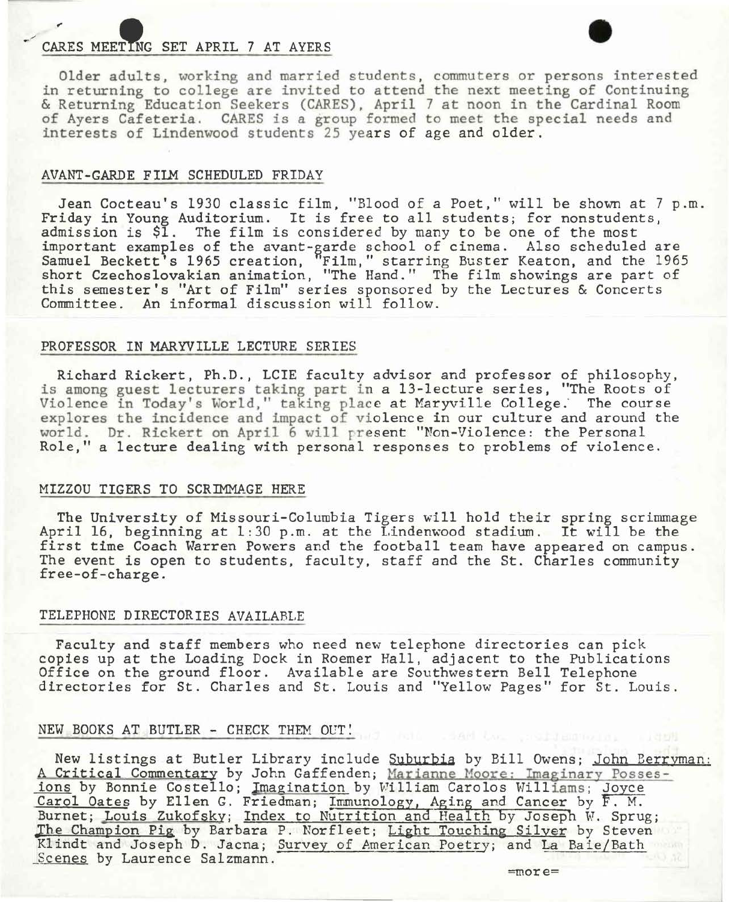## CARES MEETING SET APRIL 7 AT AYERS

Older adults, working and married students, commuters or persons interested in returning to college are invited to attend the next meeting of Continuing & Returning Education Seekers (CARES), April 7 at noon in the Cardinal Room of Ayers Cafeteria. CARES is a group formed to meet the special needs and interests of Lindenwood students 25 years of age and older.

## AVANT-GARDE FILM SCHEDULED FRIDAY

Jean Cocteau's 1930 classic film, "Blood of a Poet," will be shown at 7 p.m. Friday in Young Auditorium. It is free to all students; for nonstudents, admission is $1. The film is considered by many to be one of the most important examples of the avant-garde school of cinema. Also scheduled are Samuel Beckett's 1965 creation, "Film," starring Buster Keaton, and the 1965 short Czechoslovakian animation, "The Hand." The film showings are part of this semester's "Art of Film" series sponsored by the Lectures & Concerts Committee. An informal discussion will follow.

## PROFESSOR IN MARYVILLE LECTURE SERIES

Richard Rickert, Ph.D., LCIE faculty advisor and professor of philosophy, is among guest lecturers taking part in a 13-lecture series, "The Roots of Violence in Today's World," taking place at Maryville College. The course explores the incidence and impact of violence in our culture and around the world. Dr. Rickert on April 6 will present "Non-Violence: the Personal Role," a lecture dealing with personal responses to problems of violence.

## MIZZOU TIGERS TO SCRIMMAGE HERE

The University of Missouri-Columbia Tigers will hold their spring scrimmage April 16, beginning at 1:30 p.m. at the Lindenwood stadium. It will be the first time Coach Warren Powers and the football team have appeared on campus. The event is open to students, faculty, staff and the St. Charles community free-of-charge.

## TELEPHONE DIRECTORIES AVAILABLE

Faculty and staff members who need new telephone directories can pick copies up at the Loading Dock in Roemer Hall, adjacent to the Publications Office on the ground floor. Available are Southwestern Bell Telephone directories for St. Charles and St. Louis and "Yellow Pages" for St. Louis.

## NEW BOOKS AT BUTLER - CHECK THEM OUT!

New listings at Butler Library include Suburbia by Bill Owens; John Berryman: A Critical Commentary by John Gaffenden; Marianne Moore: Imaginary Possesions by Bonnie Costello; Imagination by William Carolos Williams; Joyce Carol Oates by Ellen G. Friedman; Immunology, Aging and Cancer by F. M. Burnet; Louis Zukofsky; Index to Nutrition and Health by Joseph W. Sprug; The Champion Pig by Barbara P. Norfleet; Light Touching Silver by Steven Klindt and Joseph D. Jacna; Survey of American Poetry; and La Baie/Bath Scenes by Laurence Salzmann.

=more=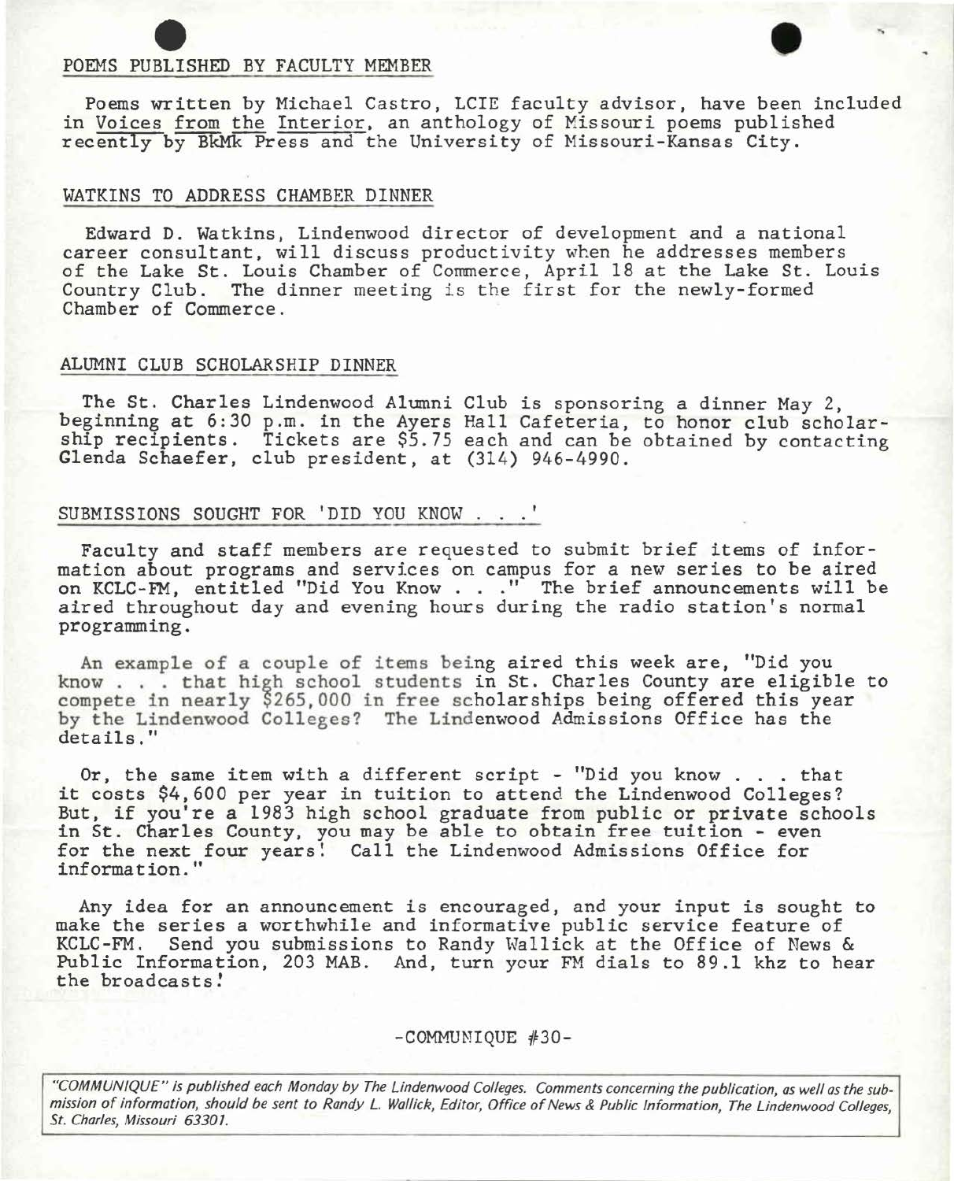## POEMS PUBLISHED BY FACULTY MEMBER

Poems written by Michael Castro, LCIE faculty advisor, have been included in Voices from the Interior, an anthology of Missouri poems published recently by BkMk Press and the University of Missouri-Kansas City.

## WATKINS TO ADDRESS CHAMBER DINNER

Edward D. Watkins, Lindenwood director of development and a national career consultant, will discuss productivity when he addresses members of the Lake St. Louis Chamber of Commerce, April 18 at the Lake St. Louis Country Club. The dinner meeting is the first for the newly-formed Chamber of Commerce.

## ALUMNI CLUB SCHOLARSHIP DINNER

The St. Charles Lindenwood Alumni Club is sponsoring a dinner May 2, beginning at 6:30 p.m. in the Ayers Hall Cafeteria, to honor club scholarship recipients. Tickets are $5.75 each and can be obtained by contacting Glenda Schaefer, club president, at (314) 946-4990.

## SUBMISSIONS SOUGHT FOR 'DID YOU KNOW . . .'

Faculty and staff members are requested to submit brief items of information about programs and services on campus for a new series to be aired on KCLC-FM, entitled "Did You Know . . ." The brief announcements will be aired throughout day and evening hours during the radio station's normal programming.

An example of a couple of items being aired this week are, "Did you know . . . that high school students in St. Charles County are eligible to compete in nearly $265,000 in free scholarships being offered this year by the Lindenwood Colleges? The Lindenwood Admissions Office has the details."

Or, the same item with a different script - "Did you know . . . that it costs $4,600 per year in tuition to attend the Lindenwood Colleges? But, if you're a 1983 high school graduate from public or private schools in St. Charles County, you may be able to obtain free tuition - even for the next four years! Call the Lindenwood Admissions Office for information."

Any idea for an announcement is encouraged, and your input is sought to make the series a worthwhile and informative public service feature of KCLC-FM. Send you submissions to Randy Wallick at the Office of News & Public Information, 203 MAB. And, turn your FM dials to 89.1 khz to hear the broadcasts!

-COMMUNIQUE #30-

*"COMMUNIQUE" is published each Monday by The Lindenwood Colleges. Comments concerning the publication, as well as the submission of information, should be sent to Randy L. Wallick, Editor, Office of News & Public Information, The Lindenwood Colleges, St. Charles, Missouri 63301.*